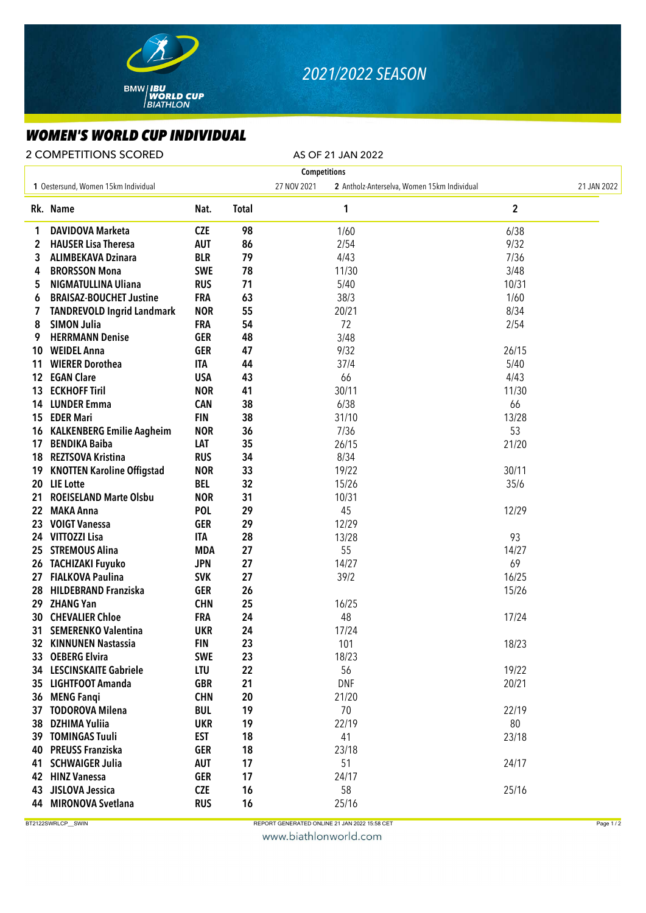BMW | IBU WORLD CUP BIATHLON

2021/2022 SEASON

# WOMEN'S WORLD CUP INDIVIDUAL

2 COMPETITIONS SCORED

AS OF 21 JAN 2022

**Competitions**

| 1 Oestersund, Women 15km Individual | 27 NOV 2021 | 2 Antholz-Anterselva, Women 15km Individual | 21 JAN 2022 |
|---|---|---|---|

| Rk. | Name | Nat. | Total | 1 | 2 |
|---|---|---|---|---|---|
| 1 | DAVIDOVA Marketa | CZE | 98 | 1/60 | 6/38 |
| 2 | HAUSER Lisa Theresa | AUT | 86 | 2/54 | 9/32 |
| 3 | ALIMBEKAVA Dzinara | BLR | 79 | 4/43 | 7/36 |
| 4 | BRORSSON Mona | SWE | 78 | 11/30 | 3/48 |
| 5 | NIGMATULLINA Uliana | RUS | 71 | 5/40 | 10/31 |
| 6 | BRAISAZ-BOUCHET Justine | FRA | 63 | 38/3 | 1/60 |
| 7 | TANDREVOLD Ingrid Landmark | NOR | 55 | 20/21 | 8/34 |
| 8 | SIMON Julia | FRA | 54 | 72 | 2/54 |
| 9 | HERRMANN Denise | GER | 48 | 3/48 | |
| 10 | WEIDEL Anna | GER | 47 | 9/32 | 26/15 |
| 11 | WIERER Dorothea | ITA | 44 | 37/4 | 5/40 |
| 12 | EGAN Clare | USA | 43 | 66 | 4/43 |
| 13 | ECKHOFF Tiril | NOR | 41 | 30/11 | 11/30 |
| 14 | LUNDER Emma | CAN | 38 | 6/38 | 66 |
| 15 | EDER Mari | FIN | 38 | 31/10 | 13/28 |
| 16 | KALKENBERG Emilie Aagheim | NOR | 36 | 7/36 | 53 |
| 17 | BENDIKA Baiba | LAT | 35 | 26/15 | 21/20 |
| 18 | REZTSOVA Kristina | RUS | 34 | 8/34 | |
| 19 | KNOTTEN Karoline Offigstad | NOR | 33 | 19/22 | 30/11 |
| 20 | LIE Lotte | BEL | 32 | 15/26 | 35/6 |
| 21 | ROEISELAND Marte Olsbu | NOR | 31 | 10/31 | |
| 22 | MAKA Anna | POL | 29 | 45 | 12/29 |
| 23 | VOIGT Vanessa | GER | 29 | 12/29 | |
| 24 | VITTOZZI Lisa | ITA | 28 | 13/28 | 93 |
| 25 | STREMOUS Alina | MDA | 27 | 55 | 14/27 |
| 26 | TACHIZAKI Fuyuko | JPN | 27 | 14/27 | 69 |
| 27 | FIALKOVA Paulina | SVK | 27 | 39/2 | 16/25 |
| 28 | HILDEBRAND Franziska | GER | 26 | | 15/26 |
| 29 | ZHANG Yan | CHN | 25 | 16/25 | |
| 30 | CHEVALIER Chloe | FRA | 24 | 48 | 17/24 |
| 31 | SEMERENKO Valentina | UKR | 24 | 17/24 | |
| 32 | KINNUNEN Nastassia | FIN | 23 | 101 | 18/23 |
| 33 | OEBERG Elvira | SWE | 23 | 18/23 | |
| 34 | LESCINSKAITE Gabriele | LTU | 22 | 56 | 19/22 |
| 35 | LIGHTFOOT Amanda | GBR | 21 | DNF | 20/21 |
| 36 | MENG Fanqi | CHN | 20 | 21/20 | |
| 37 | TODOROVA Milena | BUL | 19 | 70 | 22/19 |
| 38 | DZHIMA Yuliia | UKR | 19 | 22/19 | 80 |
| 39 | TOMINGAS Tuuli | EST | 18 | 41 | 23/18 |
| 40 | PREUSS Franziska | GER | 18 | 23/18 | |
| 41 | SCHWAIGER Julia | AUT | 17 | 51 | 24/17 |
| 42 | HINZ Vanessa | GER | 17 | 24/17 | |
| 43 | JISLOVA Jessica | CZE | 16 | 58 | 25/16 |
| 44 | MIRONOVA Svetlana | RUS | 16 | 25/16 | |

BT2122SWRLCP__SWIN REPORT GENERATED ONLINE 21 JAN 2022 15:58 CET

www.biathlonworld.com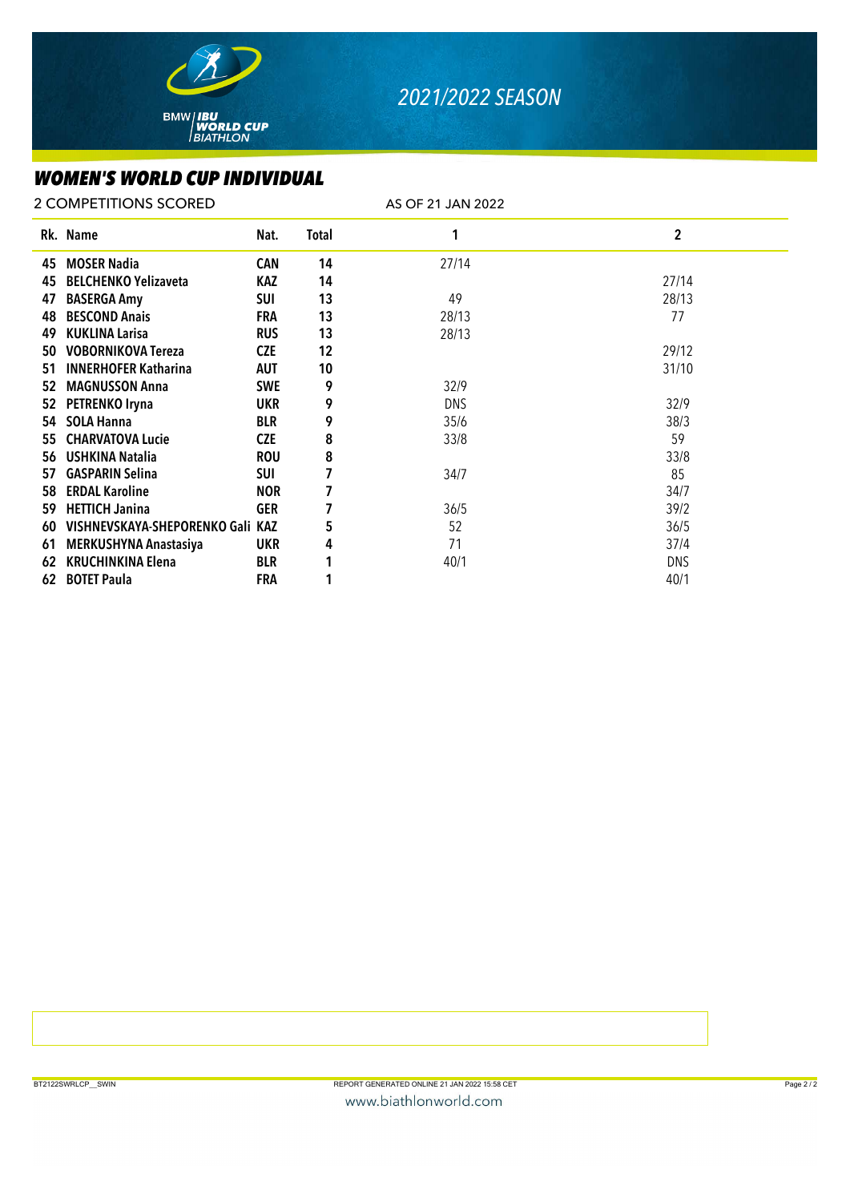## 2021/2022 SEASON

# WOMEN'S WORLD CUP INDIVIDUAL

2 COMPETITIONS SCORED

AS OF 21 JAN 2022

| Rk. | Name | Nat. | Total | 1 | 2 |
|---|---|---|---|---|---|
| 45 | MOSER Nadia | CAN | 14 | 27/14 | |
| 45 | BELCHENKO Yelizaveta | KAZ | 14 | | 27/14 |
| 47 | BASERGA Amy | SUI | 13 | 49 | 28/13 |
| 48 | BESCOND Anais | FRA | 13 | 28/13 | 77 |
| 49 | KUKLINA Larisa | RUS | 13 | 28/13 | |
| 50 | VOBORNIKOVA Tereza | CZE | 12 | | 29/12 |
| 51 | INNERHOFER Katharina | AUT | 10 | | 31/10 |
| 52 | MAGNUSSON Anna | SWE | 9 | 32/9 | |
| 52 | PETRENKO Iryna | UKR | 9 | DNS | 32/9 |
| 54 | SOLA Hanna | BLR | 9 | 35/6 | 38/3 |
| 55 | CHARVATOVA Lucie | CZE | 8 | 33/8 | 59 |
| 56 | USHKINA Natalia | ROU | 8 | | 33/8 |
| 57 | GASPARIN Selina | SUI | 7 | 34/7 | 85 |
| 58 | ERDAL Karoline | NOR | 7 | | 34/7 |
| 59 | HETTICH Janina | GER | 7 | 36/5 | 39/2 |
| 60 | VISHNEVSKAYA-SHEPORENKO Gali | KAZ | 5 | 52 | 36/5 |
| 61 | MERKUSHYNA Anastasiya | UKR | 4 | 71 | 37/4 |
| 62 | KRUCHINKINA Elena | BLR | 1 | 40/1 | DNS |
| 62 | BOTET Paula | FRA | 1 | | 40/1 |

BT2122SWRLCP__SWIN

REPORT GENERATED ONLINE 21 JAN 2022 15:58 CET

www.biathlonworld.com